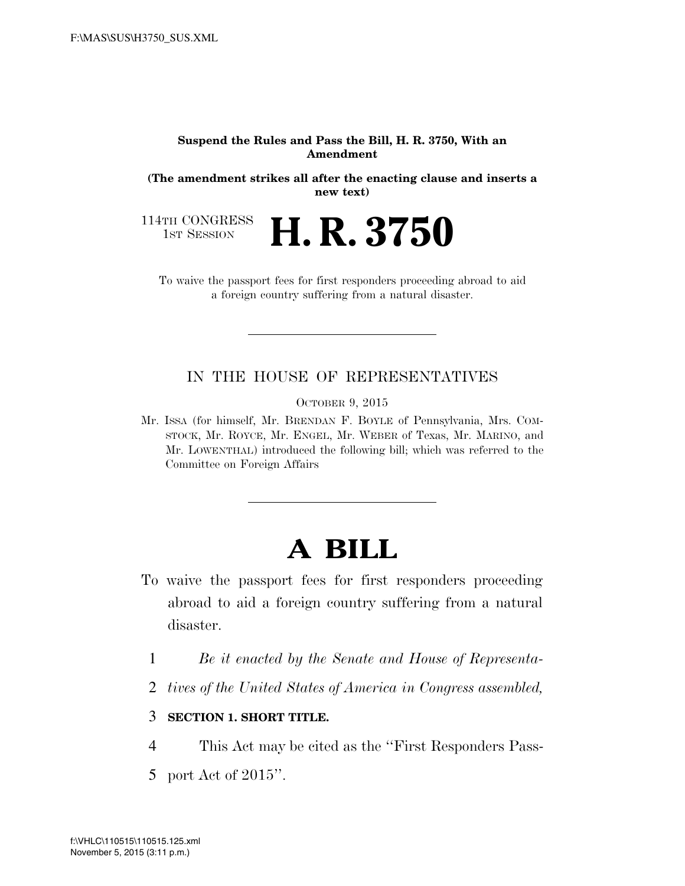F:\MAS\SUS\H3750_SUS.XML

**Suspend the Rules and Pass the Bill, H. R. 3750, With an Amendment**

**(The amendment strikes all after the enacting clause and inserts a new text)**

114TH CONGRESS
1ST SESSION

# H. R. 3750

To waive the passport fees for first responders proceeding abroad to aid a foreign country suffering from a natural disaster.

---

IN THE HOUSE OF REPRESENTATIVES

OCTOBER 9, 2015

Mr. ISSA (for himself, Mr. BRENDAN F. BOYLE of Pennsylvania, Mrs. COMSTOCK, Mr. ROYCE, Mr. ENGEL, Mr. WEBER of Texas, Mr. MARINO, and Mr. LOWENTHAL) introduced the following bill; which was referred to the Committee on Foreign Affairs

---

# A BILL

To waive the passport fees for first responders proceeding abroad to aid a foreign country suffering from a natural disaster.

1 *Be it enacted by the Senate and House of Representa-*
2 *tives of the United States of America in Congress assembled,*

3 **SECTION 1. SHORT TITLE.**

4 This Act may be cited as the ''First Responders Pass-
5 port Act of 2015''.

f:\VHLC\110515\110515.125.xml
November 5, 2015 (3:11 p.m.)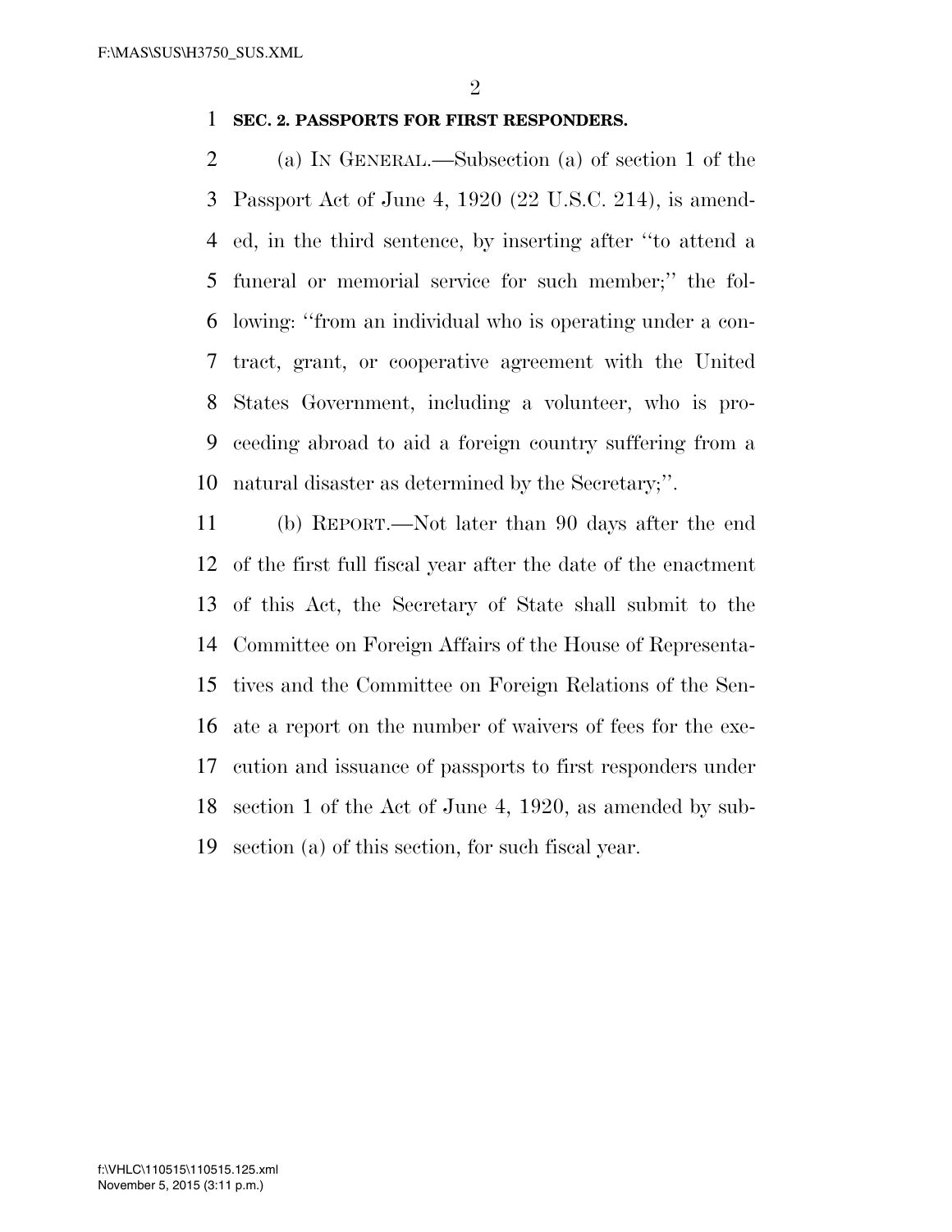**SEC. 2. PASSPORTS FOR FIRST RESPONDERS.**

(a) IN GENERAL.—Subsection (a) of section 1 of the Passport Act of June 4, 1920 (22 U.S.C. 214), is amended, in the third sentence, by inserting after "to attend a funeral or memorial service for such member;" the following: "from an individual who is operating under a contract, grant, or cooperative agreement with the United States Government, including a volunteer, who is proceeding abroad to aid a foreign country suffering from a natural disaster as determined by the Secretary;".

(b) REPORT.—Not later than 90 days after the end of the first full fiscal year after the date of the enactment of this Act, the Secretary of State shall submit to the Committee on Foreign Affairs of the House of Representatives and the Committee on Foreign Relations of the Senate a report on the number of waivers of fees for the execution and issuance of passports to first responders under section 1 of the Act of June 4, 1920, as amended by subsection (a) of this section, for such fiscal year.